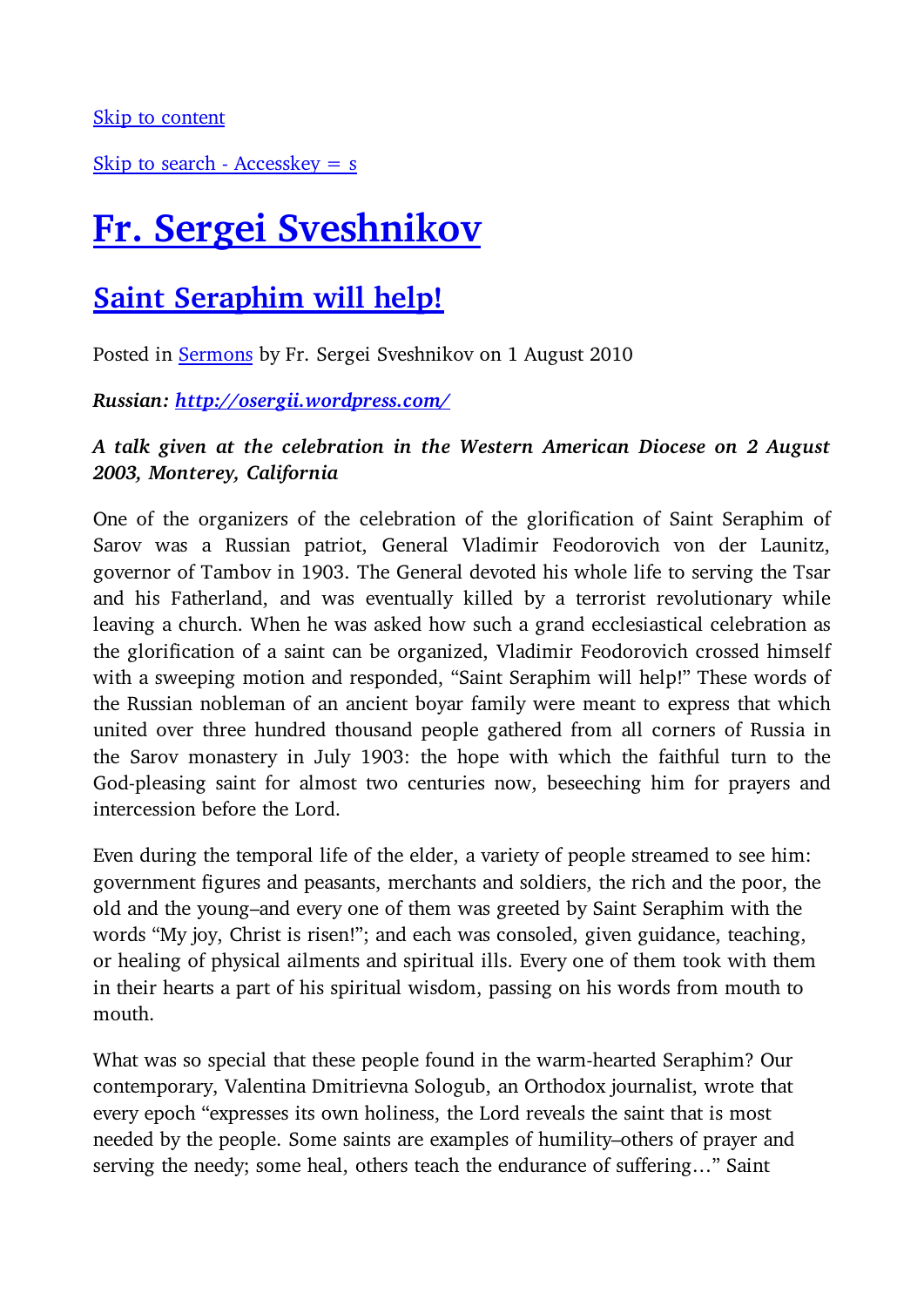[Skip to content](#)

[Skip to search - Accesskey = s](#)

# [Fr. Sergei Sveshnikov](#)

## [Saint Seraphim will help!](#)

Posted in [Sermons](#) by Fr. Sergei Sveshnikov on 1 August 2010

***Russian: [http://osergii.wordpress.com/](http://osergii.wordpress.com/)***

***A talk given at the celebration in the Western American Diocese on 2 August 2003, Monterey, California***

One of the organizers of the celebration of the glorification of Saint Seraphim of Sarov was a Russian patriot, General Vladimir Feodorovich von der Launitz, governor of Tambov in 1903. The General devoted his whole life to serving the Tsar and his Fatherland, and was eventually killed by a terrorist revolutionary while leaving a church. When he was asked how such a grand ecclesiastical celebration as the glorification of a saint can be organized, Vladimir Feodorovich crossed himself with a sweeping motion and responded, "Saint Seraphim will help!" These words of the Russian nobleman of an ancient boyar family were meant to express that which united over three hundred thousand people gathered from all corners of Russia in the Sarov monastery in July 1903: the hope with which the faithful turn to the God-pleasing saint for almost two centuries now, beseeching him for prayers and intercession before the Lord.

Even during the temporal life of the elder, a variety of people streamed to see him: government figures and peasants, merchants and soldiers, the rich and the poor, the old and the young–and every one of them was greeted by Saint Seraphim with the words "My joy, Christ is risen!"; and each was consoled, given guidance, teaching, or healing of physical ailments and spiritual ills. Every one of them took with them in their hearts a part of his spiritual wisdom, passing on his words from mouth to mouth.

What was so special that these people found in the warm-hearted Seraphim? Our contemporary, Valentina Dmitrievna Sologub, an Orthodox journalist, wrote that every epoch "expresses its own holiness, the Lord reveals the saint that is most needed by the people. Some saints are examples of humility–others of prayer and serving the needy; some heal, others teach the endurance of suffering…" Saint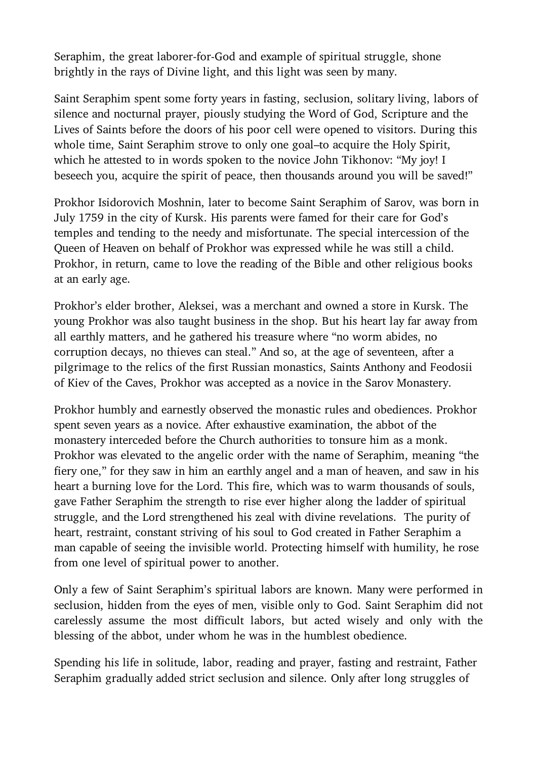Seraphim, the great laborer-for-God and example of spiritual struggle, shone brightly in the rays of Divine light, and this light was seen by many.

Saint Seraphim spent some forty years in fasting, seclusion, solitary living, labors of silence and nocturnal prayer, piously studying the Word of God, Scripture and the Lives of Saints before the doors of his poor cell were opened to visitors. During this whole time, Saint Seraphim strove to only one goal–to acquire the Holy Spirit, which he attested to in words spoken to the novice John Tikhonov: “My joy! I beseech you, acquire the spirit of peace, then thousands around you will be saved!”

Prokhor Isidorovich Moshnin, later to become Saint Seraphim of Sarov, was born in July 1759 in the city of Kursk. His parents were famed for their care for God’s temples and tending to the needy and misfortunate. The special intercession of the Queen of Heaven on behalf of Prokhor was expressed while he was still a child. Prokhor, in return, came to love the reading of the Bible and other religious books at an early age.

Prokhor’s elder brother, Aleksei, was a merchant and owned a store in Kursk. The young Prokhor was also taught business in the shop. But his heart lay far away from all earthly matters, and he gathered his treasure where “no worm abides, no corruption decays, no thieves can steal.” And so, at the age of seventeen, after a pilgrimage to the relics of the first Russian monastics, Saints Anthony and Feodosii of Kiev of the Caves, Prokhor was accepted as a novice in the Sarov Monastery.

Prokhor humbly and earnestly observed the monastic rules and obediences. Prokhor spent seven years as a novice. After exhaustive examination, the abbot of the monastery interceded before the Church authorities to tonsure him as a monk. Prokhor was elevated to the angelic order with the name of Seraphim, meaning “the fiery one,” for they saw in him an earthly angel and a man of heaven, and saw in his heart a burning love for the Lord. This fire, which was to warm thousands of souls, gave Father Seraphim the strength to rise ever higher along the ladder of spiritual struggle, and the Lord strengthened his zeal with divine revelations. The purity of heart, restraint, constant striving of his soul to God created in Father Seraphim a man capable of seeing the invisible world. Protecting himself with humility, he rose from one level of spiritual power to another.

Only a few of Saint Seraphim’s spiritual labors are known. Many were performed in seclusion, hidden from the eyes of men, visible only to God. Saint Seraphim did not carelessly assume the most difficult labors, but acted wisely and only with the blessing of the abbot, under whom he was in the humblest obedience.

Spending his life in solitude, labor, reading and prayer, fasting and restraint, Father Seraphim gradually added strict seclusion and silence. Only after long struggles of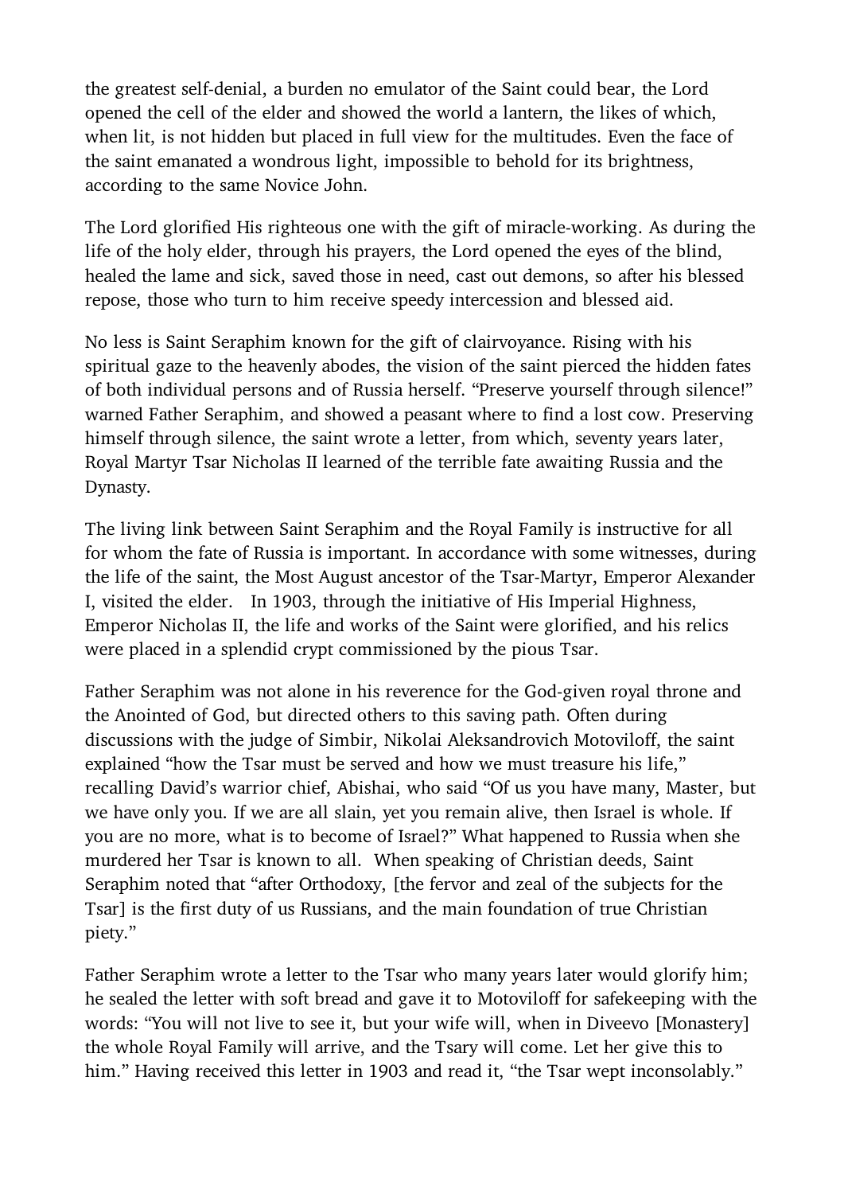the greatest self-denial, a burden no emulator of the Saint could bear, the Lord opened the cell of the elder and showed the world a lantern, the likes of which, when lit, is not hidden but placed in full view for the multitudes. Even the face of the saint emanated a wondrous light, impossible to behold for its brightness, according to the same Novice John.

The Lord glorified His righteous one with the gift of miracle-working. As during the life of the holy elder, through his prayers, the Lord opened the eyes of the blind, healed the lame and sick, saved those in need, cast out demons, so after his blessed repose, those who turn to him receive speedy intercession and blessed aid.

No less is Saint Seraphim known for the gift of clairvoyance. Rising with his spiritual gaze to the heavenly abodes, the vision of the saint pierced the hidden fates of both individual persons and of Russia herself. "Preserve yourself through silence!" warned Father Seraphim, and showed a peasant where to find a lost cow. Preserving himself through silence, the saint wrote a letter, from which, seventy years later, Royal Martyr Tsar Nicholas II learned of the terrible fate awaiting Russia and the Dynasty.

The living link between Saint Seraphim and the Royal Family is instructive for all for whom the fate of Russia is important. In accordance with some witnesses, during the life of the saint, the Most August ancestor of the Tsar-Martyr, Emperor Alexander I, visited the elder.  In 1903, through the initiative of His Imperial Highness, Emperor Nicholas II, the life and works of the Saint were glorified, and his relics were placed in a splendid crypt commissioned by the pious Tsar.

Father Seraphim was not alone in his reverence for the God-given royal throne and the Anointed of God, but directed others to this saving path. Often during discussions with the judge of Simbir, Nikolai Aleksandrovich Motoviloff, the saint explained "how the Tsar must be served and how we must treasure his life," recalling David's warrior chief, Abishai, who said "Of us you have many, Master, but we have only you. If we are all slain, yet you remain alive, then Israel is whole. If you are no more, what is to become of Israel?" What happened to Russia when she murdered her Tsar is known to all.  When speaking of Christian deeds, Saint Seraphim noted that "after Orthodoxy, [the fervor and zeal of the subjects for the Tsar] is the first duty of us Russians, and the main foundation of true Christian piety."

Father Seraphim wrote a letter to the Tsar who many years later would glorify him; he sealed the letter with soft bread and gave it to Motoviloff for safekeeping with the words: "You will not live to see it, but your wife will, when in Diveevo [Monastery] the whole Royal Family will arrive, and the Tsary will come. Let her give this to him." Having received this letter in 1903 and read it, "the Tsar wept inconsolably."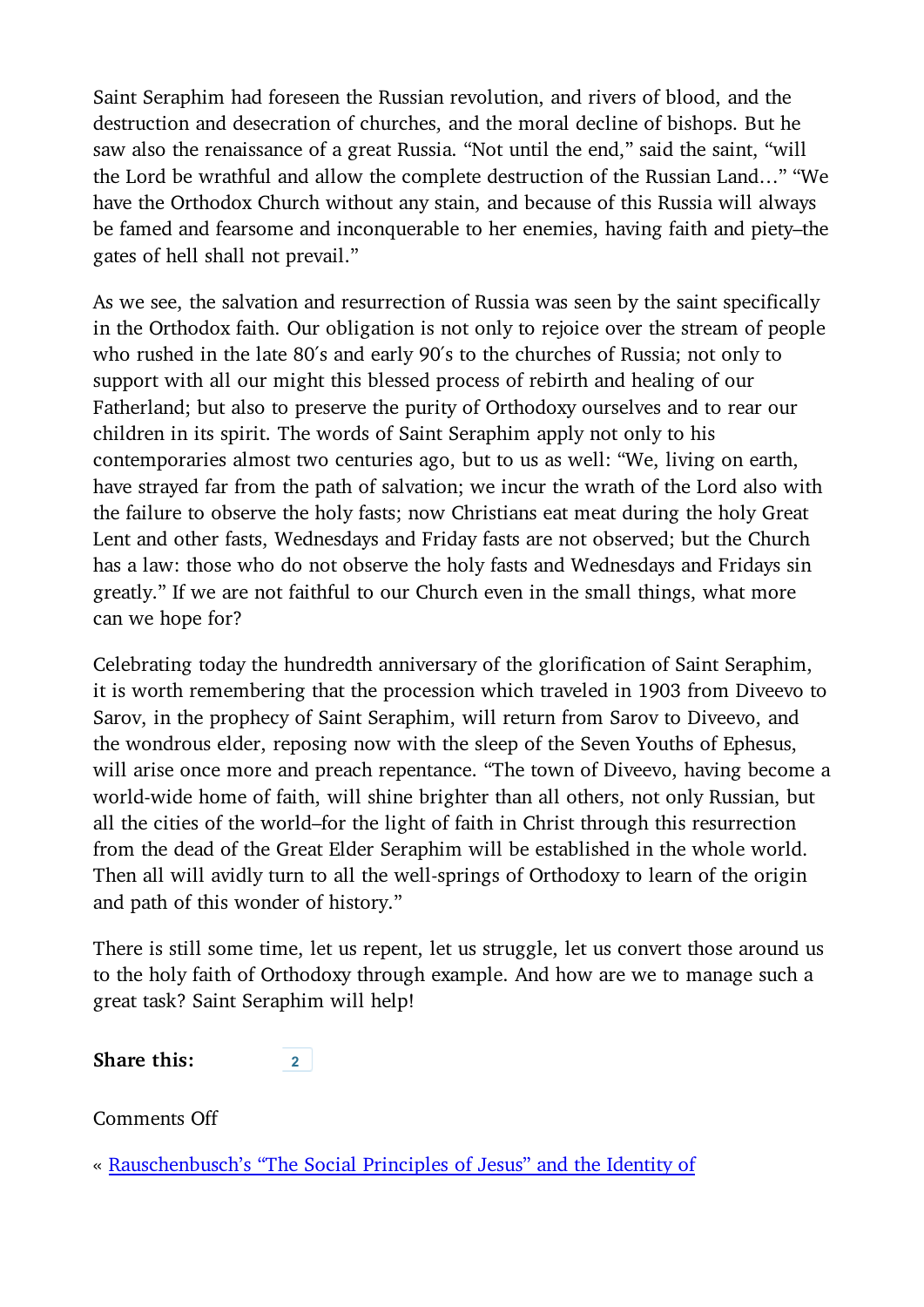Saint Seraphim had foreseen the Russian revolution, and rivers of blood, and the destruction and desecration of churches, and the moral decline of bishops. But he saw also the renaissance of a great Russia. “Not until the end,” said the saint, “will the Lord be wrathful and allow the complete destruction of the Russian Land…” “We have the Orthodox Church without any stain, and because of this Russia will always be famed and fearsome and inconquerable to her enemies, having faith and piety–the gates of hell shall not prevail.”

As we see, the salvation and resurrection of Russia was seen by the saint specifically in the Orthodox faith. Our obligation is not only to rejoice over the stream of people who rushed in the late 80′s and early 90′s to the churches of Russia; not only to support with all our might this blessed process of rebirth and healing of our Fatherland; but also to preserve the purity of Orthodoxy ourselves and to rear our children in its spirit. The words of Saint Seraphim apply not only to his contemporaries almost two centuries ago, but to us as well: “We, living on earth, have strayed far from the path of salvation; we incur the wrath of the Lord also with the failure to observe the holy fasts; now Christians eat meat during the holy Great Lent and other fasts, Wednesdays and Friday fasts are not observed; but the Church has a law: those who do not observe the holy fasts and Wednesdays and Fridays sin greatly.” If we are not faithful to our Church even in the small things, what more can we hope for?

Celebrating today the hundredth anniversary of the glorification of Saint Seraphim, it is worth remembering that the procession which traveled in 1903 from Diveevo to Sarov, in the prophecy of Saint Seraphim, will return from Sarov to Diveevo, and the wondrous elder, reposing now with the sleep of the Seven Youths of Ephesus, will arise once more and preach repentance. “The town of Diveevo, having become a world-wide home of faith, will shine brighter than all others, not only Russian, but all the cities of the world–for the light of faith in Christ through this resurrection from the dead of the Great Elder Seraphim will be established in the whole world. Then all will avidly turn to all the well-springs of Orthodoxy to learn of the origin and path of this wonder of history.”

There is still some time, let us repent, let us struggle, let us convert those around us to the holy faith of Orthodoxy through example. And how are we to manage such a great task? Saint Seraphim will help!

**Share this:** 2

Comments Off

« Rauschenbusch's “The Social Principles of Jesus” and the Identity of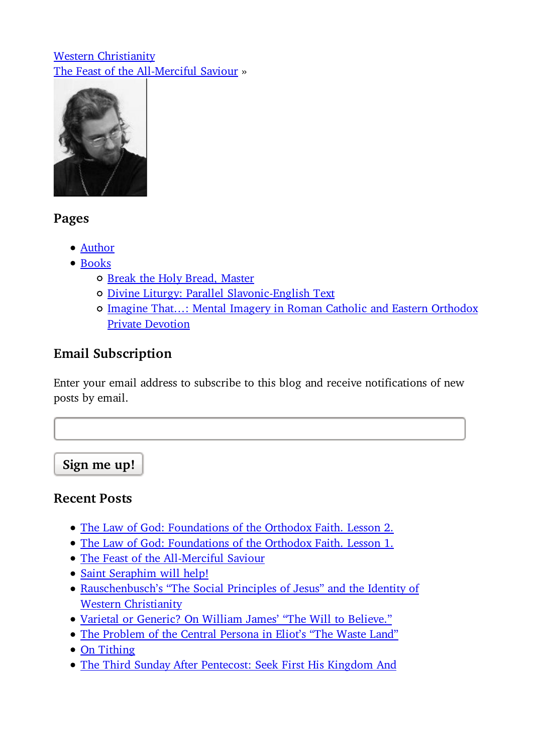Western Christianity
The Feast of the All-Merciful Saviour »

## Pages

- Author
- Books
  - Break the Holy Bread, Master
  - Divine Liturgy: Parallel Slavonic-English Text
  - Imagine That…: Mental Imagery in Roman Catholic and Eastern Orthodox Private Devotion

## Email Subscription

Enter your email address to subscribe to this blog and receive notifications of new posts by email.

Sign me up!

## Recent Posts

- The Law of God: Foundations of the Orthodox Faith. Lesson 2.
- The Law of God: Foundations of the Orthodox Faith. Lesson 1.
- The Feast of the All-Merciful Saviour
- Saint Seraphim will help!
- Rauschenbusch's "The Social Principles of Jesus" and the Identity of Western Christianity
- Varietal or Generic? On William James' "The Will to Believe."
- The Problem of the Central Persona in Eliot's "The Waste Land"
- On Tithing
- The Third Sunday After Pentecost: Seek First His Kingdom And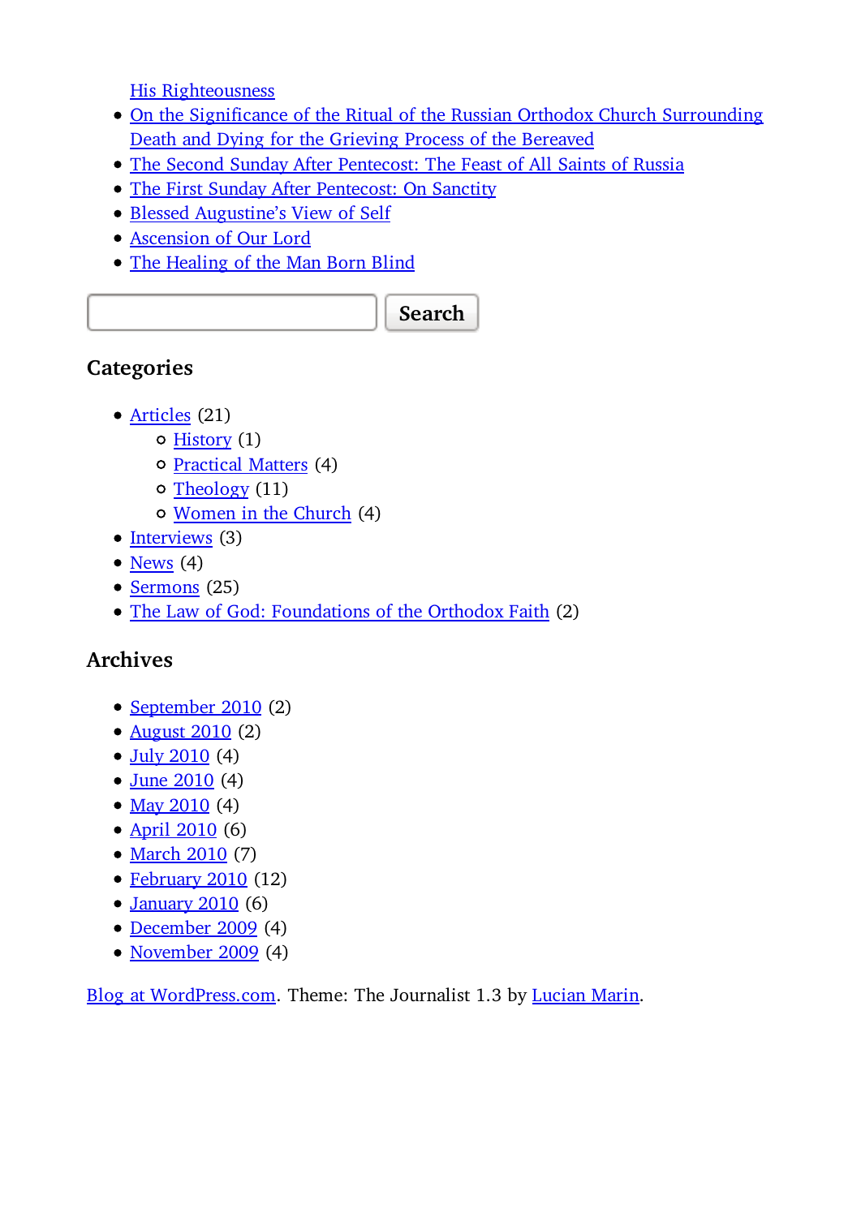His Righteousness

- On the Significance of the Ritual of the Russian Orthodox Church Surrounding Death and Dying for the Grieving Process of the Bereaved
- The Second Sunday After Pentecost: The Feast of All Saints of Russia
- The First Sunday After Pentecost: On Sanctity
- Blessed Augustine's View of Self
- Ascension of Our Lord
- The Healing of the Man Born Blind

Search

## Categories

- Articles (21)
  - History (1)
  - Practical Matters (4)
  - Theology (11)
  - Women in the Church (4)
- Interviews (3)
- News (4)
- Sermons (25)
- The Law of God: Foundations of the Orthodox Faith (2)

## Archives

- September 2010 (2)
- August 2010 (2)
- July 2010 (4)
- June 2010 (4)
- May 2010 (4)
- April 2010 (6)
- March 2010 (7)
- February 2010 (12)
- January 2010 (6)
- December 2009 (4)
- November 2009 (4)

Blog at WordPress.com. Theme: The Journalist 1.3 by Lucian Marin.